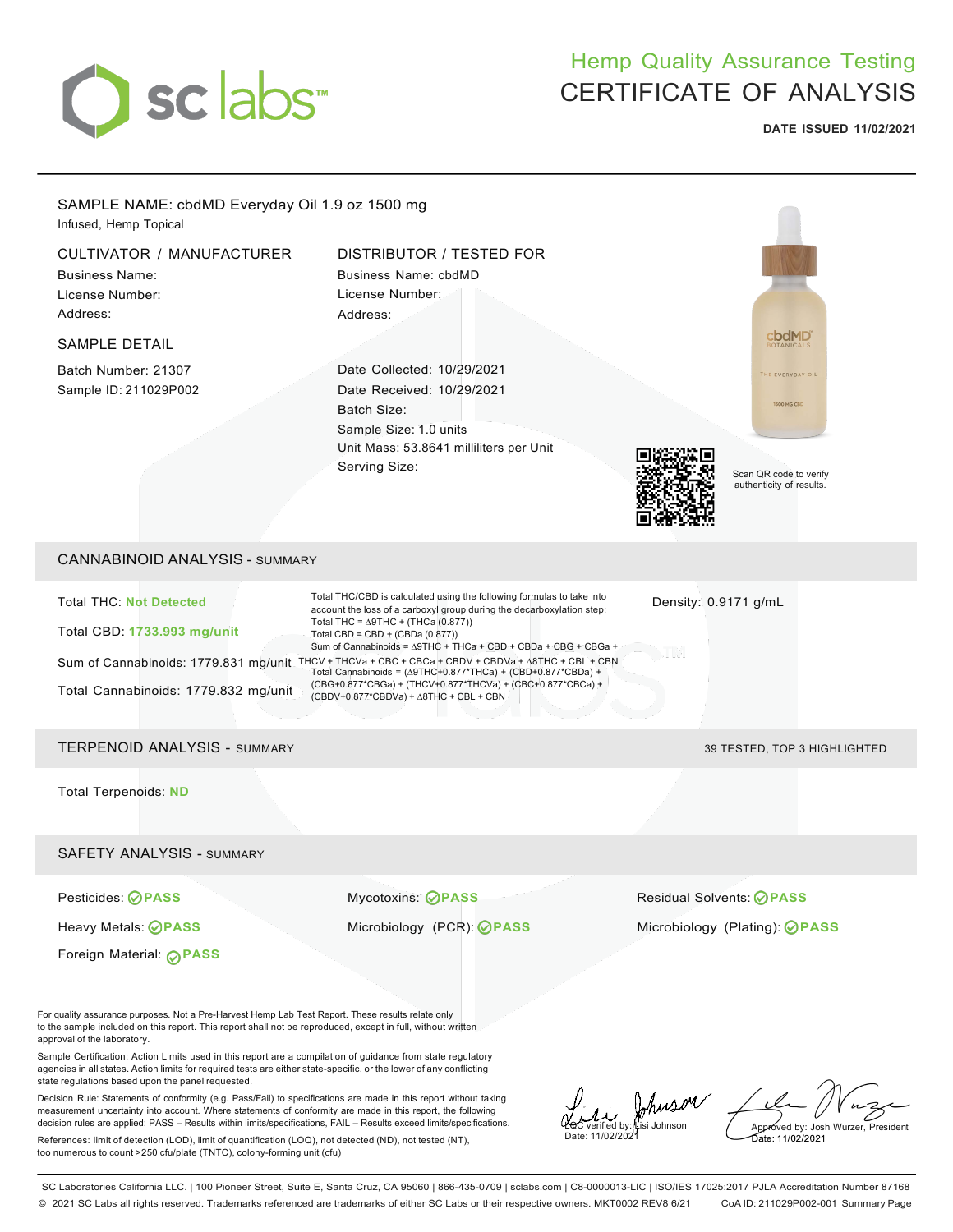# sc labs

## Hemp Quality Assurance Testing
## CERTIFICATE OF ANALYSIS

**DATE ISSUED 11/02/2021**

SAMPLE NAME: cbdMD Everyday Oil 1.9 oz 1500 mg

Infused, Hemp Topical

### CULTIVATOR / MANUFACTURER

Business Name:

License Number:

Address:

### DISTRIBUTOR / TESTED FOR

Business Name: cbdMD

License Number:

Address:

### SAMPLE DETAIL

Batch Number: 21307

Sample ID: 211029P002

Date Collected: 10/29/2021

Date Received: 10/29/2021

Batch Size:

Sample Size: 1.0 units

Unit Mass: 53.8641 milliliters per Unit

Serving Size:

Scan QR code to verify authenticity of results.

## CANNABINOID ANALYSIS - SUMMARY

Total THC: **Not Detected**

Total CBD: **1733.993 mg/unit**

Sum of Cannabinoids: 1779.831 mg/unit

Total Cannabinoids: 1779.832 mg/unit

Total THC/CBD is calculated using the following formulas to take into account the loss of a carboxyl group during the decarboxylation step:
Total THC = ∆9THC + (THCa (0.877))
Total CBD = CBD + (CBDa (0.877))
Sum of Cannabinoids = ∆9THC + THCa + CBD + CBDa + CBG + CBGa + THCV + THCVa + CBC + CBCa + CBDV + CBDVa + ∆8THC + CBL + CBN
Total Cannabinoids = (∆9THC+0.877*THCa) + (CBD+0.877*CBDa) + (CBG+0.877*CBGa) + (THCV+0.877*THCVa) + (CBC+0.877*CBCa) + (CBDV+0.877*CBDVa) + ∆8THC + CBL + CBN

Density: 0.9171 g/mL

## TERPENOID ANALYSIS - SUMMARY

39 TESTED, TOP 3 HIGHLIGHTED

Total Terpenoids: **ND**

## SAFETY ANALYSIS - SUMMARY

Pesticides: **PASS**

Heavy Metals: **PASS**

Foreign Material: **PASS**

Mycotoxins: **PASS**

Microbiology (PCR): **PASS**

Residual Solvents: **PASS**

Microbiology (Plating): **PASS**

For quality assurance purposes. Not a Pre-Harvest Hemp Lab Test Report. These results relate only to the sample included on this report. This report shall not be reproduced, except in full, without written approval of the laboratory.

Sample Certification: Action Limits used in this report are a compilation of guidance from state regulatory agencies in all states. Action limits for required tests are either state-specific, or the lower of any conflicting state regulations based upon the panel requested.

Decision Rule: Statements of conformity (e.g. Pass/Fail) to specifications are made in this report without taking measurement uncertainty into account. Where statements of conformity are made in this report, the following decision rules are applied: PASS – Results within limits/specifications, FAIL – Results exceed limits/specifications.

References: limit of detection (LOD), limit of quantification (LOQ), not detected (ND), not tested (NT), too numerous to count >250 cfu/plate (TNTC), colony-forming unit (cfu)

LQC verified by: Lisi Johnson
Date: 11/02/2021

Approved by: Josh Wurzer, President
Date: 11/02/2021

SC Laboratories California LLC. | 100 Pioneer Street, Suite E, Santa Cruz, CA 95060 | 866-435-0709 | sclabs.com | C8-0000013-LIC | ISO/IES 17025:2017 PJLA Accreditation Number 87168

© 2021 SC Labs all rights reserved. Trademarks referenced are trademarks of either SC Labs or their respective owners. MKT0002 REV8 6/21 CoA ID: 211029P002-001 Summary Page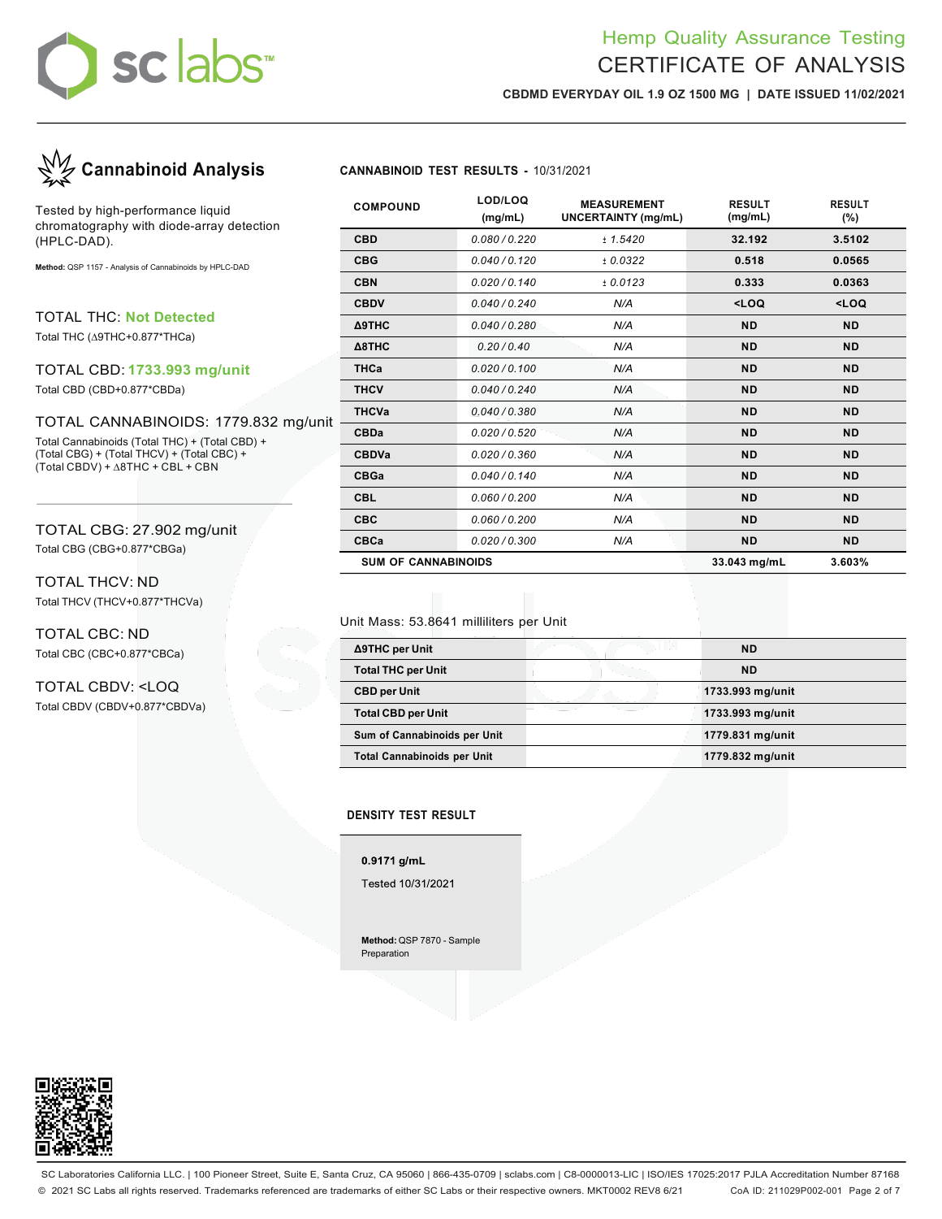# Hemp Quality Assurance Testing
# CERTIFICATE OF ANALYSIS

**CBDMD EVERYDAY OIL 1.9 OZ 1500 MG | DATE ISSUED 11/02/2021**

## Cannabinoid Analysis

Tested by high-performance liquid chromatography with diode-array detection (HPLC-DAD).

**Method:** QSP 1157 - Analysis of Cannabinoids by HPLC-DAD

TOTAL THC: **Not Detected**

Total THC (Δ9THC+0.877*THCa)

TOTAL CBD: **1733.993 mg/unit**

Total CBD (CBD+0.877*CBDa)

TOTAL CANNABINOIDS: 1779.832 mg/unit

Total Cannabinoids (Total THC) + (Total CBD) + (Total CBG) + (Total THCV) + (Total CBC) + (Total CBDV) + Δ8THC + CBL + CBN

TOTAL CBG: 27.902 mg/unit

Total CBG (CBG+0.877*CBGa)

TOTAL THCV: ND

Total THCV (THCV+0.877*THCVa)

TOTAL CBC: ND

Total CBC (CBC+0.877*CBCa)

TOTAL CBDV: <LOQ

Total CBDV (CBDV+0.877*CBDVa)

**CANNABINOID TEST RESULTS -** 10/31/2021

| COMPOUND | LOD/LOQ (mg/mL) | MEASUREMENT UNCERTAINTY (mg/mL) | RESULT (mg/mL) | RESULT (%) |
|---|---|---|---|---|
| CBD | 0.080 / 0.220 | ± 1.5420 | 32.192 | 3.5102 |
| CBG | 0.040 / 0.120 | ± 0.0322 | 0.518 | 0.0565 |
| CBN | 0.020 / 0.140 | ± 0.0123 | 0.333 | 0.0363 |
| CBDV | 0.040 / 0.240 | N/A | <LOQ | <LOQ |
| Δ9THC | 0.040 / 0.280 | N/A | ND | ND |
| Δ8THC | 0.20 / 0.40 | N/A | ND | ND |
| THCa | 0.020 / 0.100 | N/A | ND | ND |
| THCV | 0.040 / 0.240 | N/A | ND | ND |
| THCVa | 0.040 / 0.380 | N/A | ND | ND |
| CBDa | 0.020 / 0.520 | N/A | ND | ND |
| CBDVa | 0.020 / 0.360 | N/A | ND | ND |
| CBGa | 0.040 / 0.140 | N/A | ND | ND |
| CBL | 0.060 / 0.200 | N/A | ND | ND |
| CBC | 0.060 / 0.200 | N/A | ND | ND |
| CBCa | 0.020 / 0.300 | N/A | ND | ND |
| **SUM OF CANNABINOIDS** | | | **33.043 mg/mL** | **3.603%** |

Unit Mass: 53.8641 milliliters per Unit

| | |
|---|---|
| Δ9THC per Unit | ND |
| Total THC per Unit | ND |
| CBD per Unit | 1733.993 mg/unit |
| Total CBD per Unit | 1733.993 mg/unit |
| Sum of Cannabinoids per Unit | 1779.831 mg/unit |
| Total Cannabinoids per Unit | 1779.832 mg/unit |

**DENSITY TEST RESULT**

**0.9171 g/mL**

Tested 10/31/2021

**Method:** QSP 7870 - Sample Preparation

SC Laboratories California LLC. | 100 Pioneer Street, Suite E, Santa Cruz, CA 95060 | 866-435-0709 | sclabs.com | C8-0000013-LIC | ISO/IES 17025:2017 PJLA Accreditation Number 87168

© 2021 SC Labs all rights reserved. Trademarks referenced are trademarks of either SC Labs or their respective owners. MKT0002 REV8 6/21 CoA ID: 211029P002-001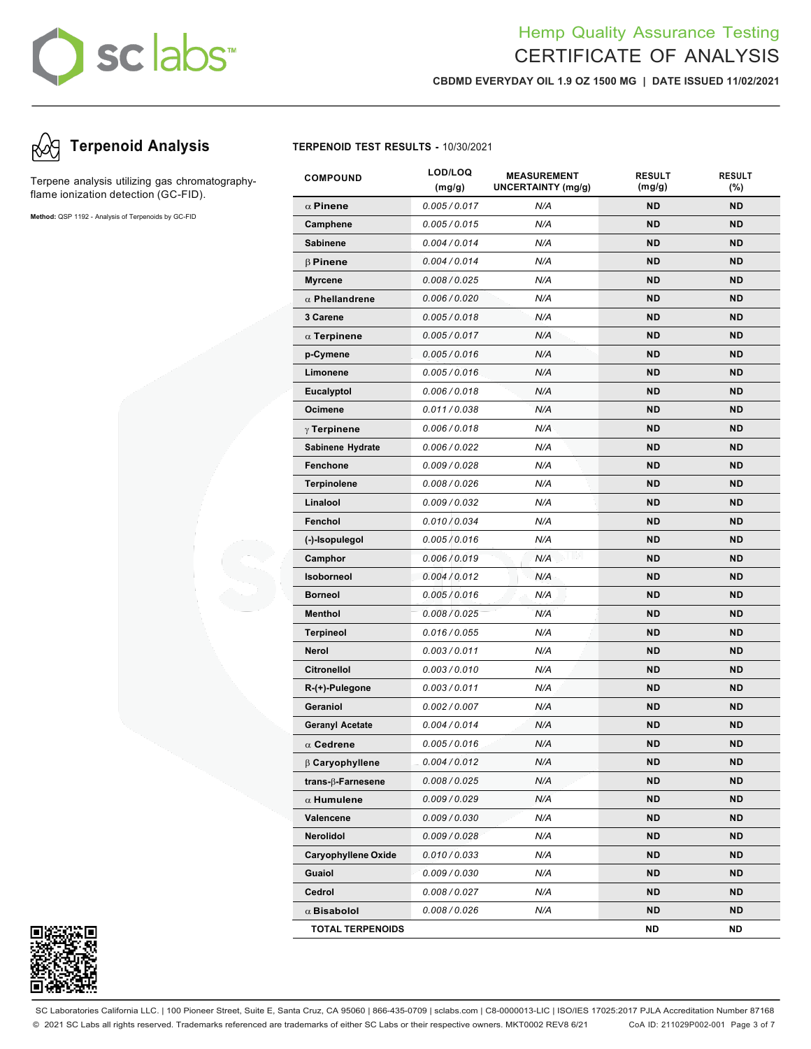Hemp Quality Assurance Testing
CERTIFICATE OF ANALYSIS

**CBDMD EVERYDAY OIL 1.9 OZ 1500 MG | DATE ISSUED 11/02/2021**

## Terpenoid Analysis

Terpene analysis utilizing gas chromatography-flame ionization detection (GC-FID).

**Method:** QSP 1192 - Analysis of Terpenoids by GC-FID

**TERPENOID TEST RESULTS -** 10/30/2021

| COMPOUND | LOD/LOQ (mg/g) | MEASUREMENT UNCERTAINTY (mg/g) | RESULT (mg/g) | RESULT (%) |
|---|---|---|---|---|
| α Pinene | 0.005 / 0.017 | N/A | ND | ND |
| Camphene | 0.005 / 0.015 | N/A | ND | ND |
| Sabinene | 0.004 / 0.014 | N/A | ND | ND |
| β Pinene | 0.004 / 0.014 | N/A | ND | ND |
| Myrcene | 0.008 / 0.025 | N/A | ND | ND |
| α Phellandrene | 0.006 / 0.020 | N/A | ND | ND |
| 3 Carene | 0.005 / 0.018 | N/A | ND | ND |
| α Terpinene | 0.005 / 0.017 | N/A | ND | ND |
| p-Cymene | 0.005 / 0.016 | N/A | ND | ND |
| Limonene | 0.005 / 0.016 | N/A | ND | ND |
| Eucalyptol | 0.006 / 0.018 | N/A | ND | ND |
| Ocimene | 0.011 / 0.038 | N/A | ND | ND |
| γ Terpinene | 0.006 / 0.018 | N/A | ND | ND |
| Sabinene Hydrate | 0.006 / 0.022 | N/A | ND | ND |
| Fenchone | 0.009 / 0.028 | N/A | ND | ND |
| Terpinolene | 0.008 / 0.026 | N/A | ND | ND |
| Linalool | 0.009 / 0.032 | N/A | ND | ND |
| Fenchol | 0.010 / 0.034 | N/A | ND | ND |
| (-)-Isopulegol | 0.005 / 0.016 | N/A | ND | ND |
| Camphor | 0.006 / 0.019 | N/A | ND | ND |
| Isoborneol | 0.004 / 0.012 | N/A | ND | ND |
| Borneol | 0.005 / 0.016 | N/A | ND | ND |
| Menthol | 0.008 / 0.025 | N/A | ND | ND |
| Terpineol | 0.016 / 0.055 | N/A | ND | ND |
| Nerol | 0.003 / 0.011 | N/A | ND | ND |
| Citronellol | 0.003 / 0.010 | N/A | ND | ND |
| R-(+)-Pulegone | 0.003 / 0.011 | N/A | ND | ND |
| Geraniol | 0.002 / 0.007 | N/A | ND | ND |
| Geranyl Acetate | 0.004 / 0.014 | N/A | ND | ND |
| α Cedrene | 0.005 / 0.016 | N/A | ND | ND |
| β Caryophyllene | 0.004 / 0.012 | N/A | ND | ND |
| trans-β-Farnesene | 0.008 / 0.025 | N/A | ND | ND |
| α Humulene | 0.009 / 0.029 | N/A | ND | ND |
| Valencene | 0.009 / 0.030 | N/A | ND | ND |
| Nerolidol | 0.009 / 0.028 | N/A | ND | ND |
| Caryophyllene Oxide | 0.010 / 0.033 | N/A | ND | ND |
| Guaiol | 0.009 / 0.030 | N/A | ND | ND |
| Cedrol | 0.008 / 0.027 | N/A | ND | ND |
| α Bisabolol | 0.008 / 0.026 | N/A | ND | ND |
| TOTAL TERPENOIDS | | | ND | ND |

SC Laboratories California LLC. | 100 Pioneer Street, Suite E, Santa Cruz, CA 95060 | 866-435-0709 | sclabs.com | C8-0000013-LIC | ISO/IES 17025:2017 PJLA Accreditation Number 87168
© 2021 SC Labs all rights reserved. Trademarks referenced are trademarks of either SC Labs or their respective owners. MKT0002 REV8 6/21 CoA ID: 211029P002-001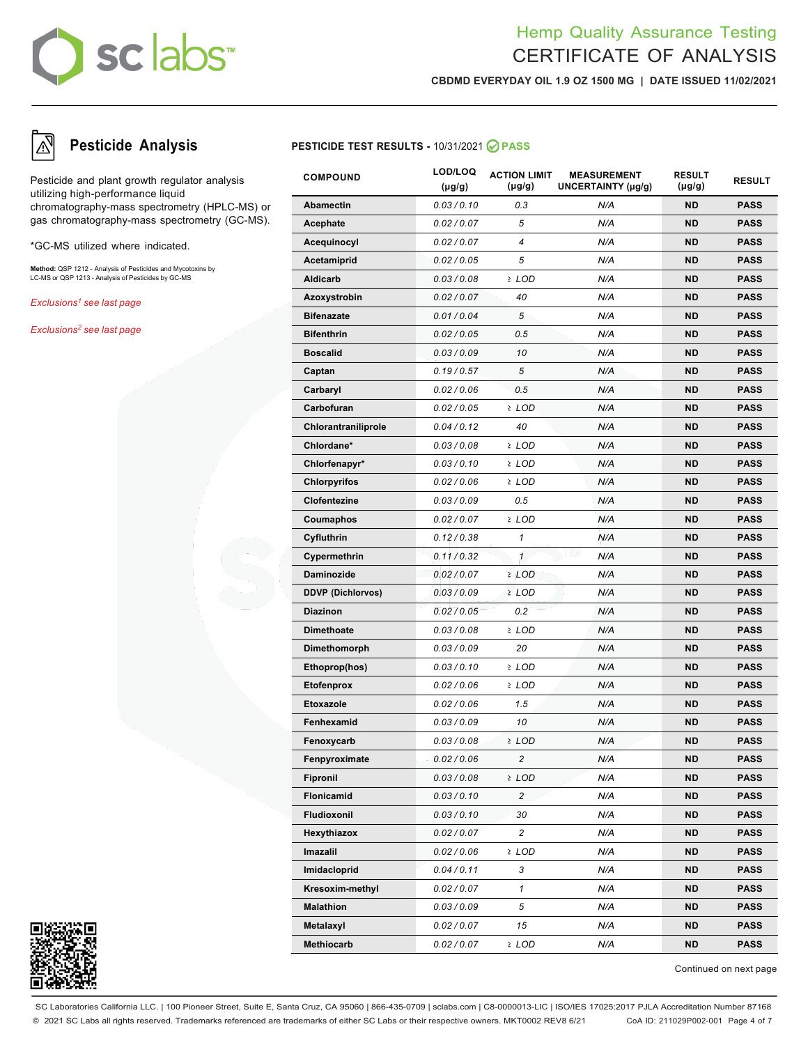# Hemp Quality Assurance Testing
# CERTIFICATE OF ANALYSIS

**CBDMD EVERYDAY OIL 1.9 OZ 1500 MG | DATE ISSUED 11/02/2021**

## Pesticide Analysis

Pesticide and plant growth regulator analysis utilizing high-performance liquid chromatography-mass spectrometry (HPLC-MS) or gas chromatography-mass spectrometry (GC-MS).

*GC-MS utilized where indicated.

**Method:** QSP 1212 - Analysis of Pesticides and Mycotoxins by LC-MS or QSP 1213 - Analysis of Pesticides by GC-MS

*Exclusions[1] see last page*

*Exclusions[2] see last page*

**PESTICIDE TEST RESULTS -** 10/31/2021 **PASS**

| COMPOUND | LOD/LOQ (µg/g) | ACTION LIMIT (µg/g) | MEASUREMENT UNCERTAINTY (µg/g) | RESULT (µg/g) | RESULT |
|---|---|---|---|---|---|
| **Abamectin** | 0.03 / 0.10 | 0.3 | N/A | **ND** | **PASS** |
| **Acephate** | 0.02 / 0.07 | 5 | N/A | **ND** | **PASS** |
| **Acequinocyl** | 0.02 / 0.07 | 4 | N/A | **ND** | **PASS** |
| **Acetamiprid** | 0.02 / 0.05 | 5 | N/A | **ND** | **PASS** |
| **Aldicarb** | 0.03 / 0.08 | ≥ LOD | N/A | **ND** | **PASS** |
| **Azoxystrobin** | 0.02 / 0.07 | 40 | N/A | **ND** | **PASS** |
| **Bifenazate** | 0.01 / 0.04 | 5 | N/A | **ND** | **PASS** |
| **Bifenthrin** | 0.02 / 0.05 | 0.5 | N/A | **ND** | **PASS** |
| **Boscalid** | 0.03 / 0.09 | 10 | N/A | **ND** | **PASS** |
| **Captan** | 0.19 / 0.57 | 5 | N/A | **ND** | **PASS** |
| **Carbaryl** | 0.02 / 0.06 | 0.5 | N/A | **ND** | **PASS** |
| **Carbofuran** | 0.02 / 0.05 | ≥ LOD | N/A | **ND** | **PASS** |
| **Chlorantraniliprole** | 0.04 / 0.12 | 40 | N/A | **ND** | **PASS** |
| **Chlordane*** | 0.03 / 0.08 | ≥ LOD | N/A | **ND** | **PASS** |
| **Chlorfenapyr*** | 0.03 / 0.10 | ≥ LOD | N/A | **ND** | **PASS** |
| **Chlorpyrifos** | 0.02 / 0.06 | ≥ LOD | N/A | **ND** | **PASS** |
| **Clofentezine** | 0.03 / 0.09 | 0.5 | N/A | **ND** | **PASS** |
| **Coumaphos** | 0.02 / 0.07 | ≥ LOD | N/A | **ND** | **PASS** |
| **Cyfluthrin** | 0.12 / 0.38 | 1 | N/A | **ND** | **PASS** |
| **Cypermethrin** | 0.11 / 0.32 | 1 | N/A | **ND** | **PASS** |
| **Daminozide** | 0.02 / 0.07 | ≥ LOD | N/A | **ND** | **PASS** |
| **DDVP (Dichlorvos)** | 0.03 / 0.09 | ≥ LOD | N/A | **ND** | **PASS** |
| **Diazinon** | 0.02 / 0.05 | 0.2 | N/A | **ND** | **PASS** |
| **Dimethoate** | 0.03 / 0.08 | ≥ LOD | N/A | **ND** | **PASS** |
| **Dimethomorph** | 0.03 / 0.09 | 20 | N/A | **ND** | **PASS** |
| **Ethoprop(hos)** | 0.03 / 0.10 | ≥ LOD | N/A | **ND** | **PASS** |
| **Etofenprox** | 0.02 / 0.06 | ≥ LOD | N/A | **ND** | **PASS** |
| **Etoxazole** | 0.02 / 0.06 | 1.5 | N/A | **ND** | **PASS** |
| **Fenhexamid** | 0.03 / 0.09 | 10 | N/A | **ND** | **PASS** |
| **Fenoxycarb** | 0.03 / 0.08 | ≥ LOD | N/A | **ND** | **PASS** |
| **Fenpyroximate** | 0.02 / 0.06 | 2 | N/A | **ND** | **PASS** |
| **Fipronil** | 0.03 / 0.08 | ≥ LOD | N/A | **ND** | **PASS** |
| **Flonicamid** | 0.03 / 0.10 | 2 | N/A | **ND** | **PASS** |
| **Fludioxonil** | 0.03 / 0.10 | 30 | N/A | **ND** | **PASS** |
| **Hexythiazox** | 0.02 / 0.07 | 2 | N/A | **ND** | **PASS** |
| **Imazalil** | 0.02 / 0.06 | ≥ LOD | N/A | **ND** | **PASS** |
| **Imidacloprid** | 0.04 / 0.11 | 3 | N/A | **ND** | **PASS** |
| **Kresoxim-methyl** | 0.02 / 0.07 | 1 | N/A | **ND** | **PASS** |
| **Malathion** | 0.03 / 0.09 | 5 | N/A | **ND** | **PASS** |
| **Metalaxyl** | 0.02 / 0.07 | 15 | N/A | **ND** | **PASS** |
| **Methiocarb** | 0.02 / 0.07 | ≥ LOD | N/A | **ND** | **PASS** |

Continued on next page

SC Laboratories California LLC. | 100 Pioneer Street, Suite E, Santa Cruz, CA 95060 | 866-435-0709 | sclabs.com | C8-0000013-LIC | ISO/IES 17025:2017 PJLA Accreditation Number 87168

© 2021 SC Labs all rights reserved. Trademarks referenced are trademarks of either SC Labs or their respective owners. MKT0002 REV8 6/21 CoA ID: 211029P002-001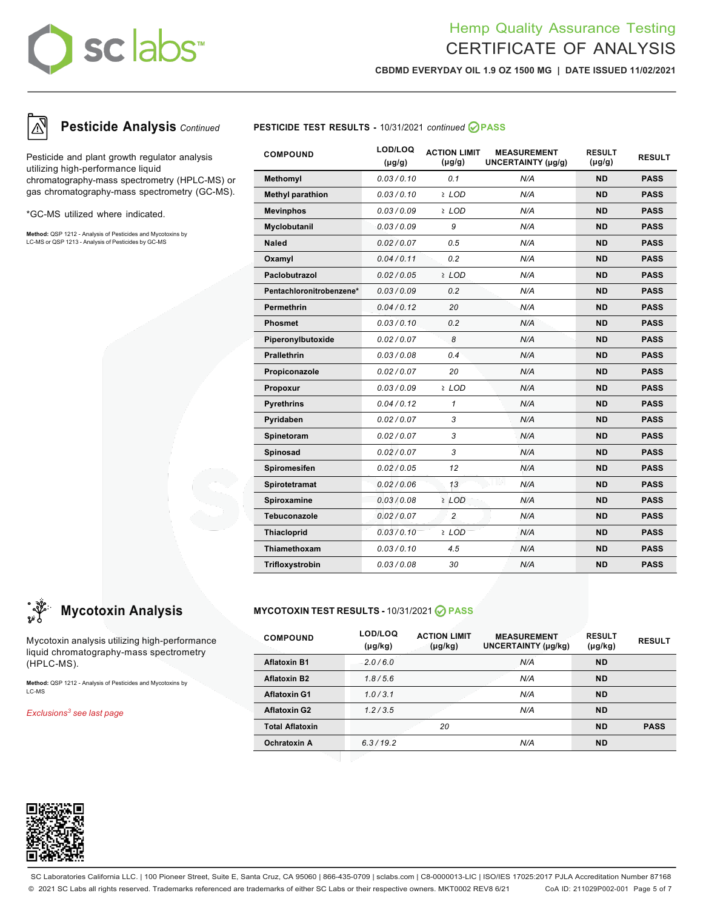# Hemp Quality Assurance Testing
# CERTIFICATE OF ANALYSIS

**CBDMD EVERYDAY OIL 1.9 OZ 1500 MG | DATE ISSUED 11/02/2021**

## Pesticide Analysis *Continued*

Pesticide and plant growth regulator analysis utilizing high-performance liquid chromatography-mass spectrometry (HPLC-MS) or gas chromatography-mass spectrometry (GC-MS).

*GC-MS utilized where indicated.

**Method:** QSP 1212 - Analysis of Pesticides and Mycotoxins by LC-MS or QSP 1213 - Analysis of Pesticides by GC-MS

**PESTICIDE TEST RESULTS -** 10/31/2021 *continued* **PASS**

| COMPOUND | LOD/LOQ (μg/g) | ACTION LIMIT (μg/g) | MEASUREMENT UNCERTAINTY (μg/g) | RESULT (μg/g) | RESULT |
|---|---|---|---|---|---|
| **Methomyl** | *0.03 / 0.10* | *0.1* | *N/A* | **ND** | **PASS** |
| **Methyl parathion** | *0.03 / 0.10* | *≥ LOD* | *N/A* | **ND** | **PASS** |
| **Mevinphos** | *0.03 / 0.09* | *≥ LOD* | *N/A* | **ND** | **PASS** |
| **Myclobutanil** | *0.03 / 0.09* | *9* | *N/A* | **ND** | **PASS** |
| **Naled** | *0.02 / 0.07* | *0.5* | *N/A* | **ND** | **PASS** |
| **Oxamyl** | *0.04 / 0.11* | *0.2* | *N/A* | **ND** | **PASS** |
| **Paclobutrazol** | *0.02 / 0.05* | *≥ LOD* | *N/A* | **ND** | **PASS** |
| **Pentachloronitrobenzene*** | *0.03 / 0.09* | *0.2* | *N/A* | **ND** | **PASS** |
| **Permethrin** | *0.04 / 0.12* | *20* | *N/A* | **ND** | **PASS** |
| **Phosmet** | *0.03 / 0.10* | *0.2* | *N/A* | **ND** | **PASS** |
| **Piperonylbutoxide** | *0.02 / 0.07* | *8* | *N/A* | **ND** | **PASS** |
| **Prallethrin** | *0.03 / 0.08* | *0.4* | *N/A* | **ND** | **PASS** |
| **Propiconazole** | *0.02 / 0.07* | *20* | *N/A* | **ND** | **PASS** |
| **Propoxur** | *0.03 / 0.09* | *≥ LOD* | *N/A* | **ND** | **PASS** |
| **Pyrethrins** | *0.04 / 0.12* | *1* | *N/A* | **ND** | **PASS** |
| **Pyridaben** | *0.02 / 0.07* | *3* | *N/A* | **ND** | **PASS** |
| **Spinetoram** | *0.02 / 0.07* | *3* | *N/A* | **ND** | **PASS** |
| **Spinosad** | *0.02 / 0.07* | *3* | *N/A* | **ND** | **PASS** |
| **Spiromesifen** | *0.02 / 0.05* | *12* | *N/A* | **ND** | **PASS** |
| **Spirotetramat** | *0.02 / 0.06* | *13* | *N/A* | **ND** | **PASS** |
| **Spiroxamine** | *0.03 / 0.08* | *≥ LOD* | *N/A* | **ND** | **PASS** |
| **Tebuconazole** | *0.02 / 0.07* | *2* | *N/A* | **ND** | **PASS** |
| **Thiacloprid** | *0.03 / 0.10* | *≥ LOD* | *N/A* | **ND** | **PASS** |
| **Thiamethoxam** | *0.03 / 0.10* | *4.5* | *N/A* | **ND** | **PASS** |
| **Trifloxystrobin** | *0.03 / 0.08* | *30* | *N/A* | **ND** | **PASS** |

## Mycotoxin Analysis

Mycotoxin analysis utilizing high-performance liquid chromatography-mass spectrometry (HPLC-MS).

**Method:** QSP 1212 - Analysis of Pesticides and Mycotoxins by LC-MS

*Exclusions[3] see last page*

**MYCOTOXIN TEST RESULTS -** 10/31/2021 **PASS**

| COMPOUND | LOD/LOQ (μg/kg) | ACTION LIMIT (μg/kg) | MEASUREMENT UNCERTAINTY (μg/kg) | RESULT (μg/kg) | RESULT |
|---|---|---|---|---|---|
| **Aflatoxin B1** | *2.0 / 6.0* | | *N/A* | **ND** | |
| **Aflatoxin B2** | *1.8 / 5.6* | | *N/A* | **ND** | |
| **Aflatoxin G1** | *1.0 / 3.1* | | *N/A* | **ND** | |
| **Aflatoxin G2** | *1.2 / 3.5* | | *N/A* | **ND** | |
| **Total Aflatoxin** | | *20* | | **ND** | **PASS** |
| **Ochratoxin A** | *6.3 / 19.2* | | *N/A* | **ND** | |

SC Laboratories California LLC. | 100 Pioneer Street, Suite E, Santa Cruz, CA 95060 | 866-435-0709 | sclabs.com | C8-0000013-LIC | ISO/IES 17025:2017 PJLA Accreditation Number 87168

© 2021 SC Labs all rights reserved. Trademarks referenced are trademarks of either SC Labs or their respective owners. MKT0002 REV8 6/21 CoA ID: 211029P002-001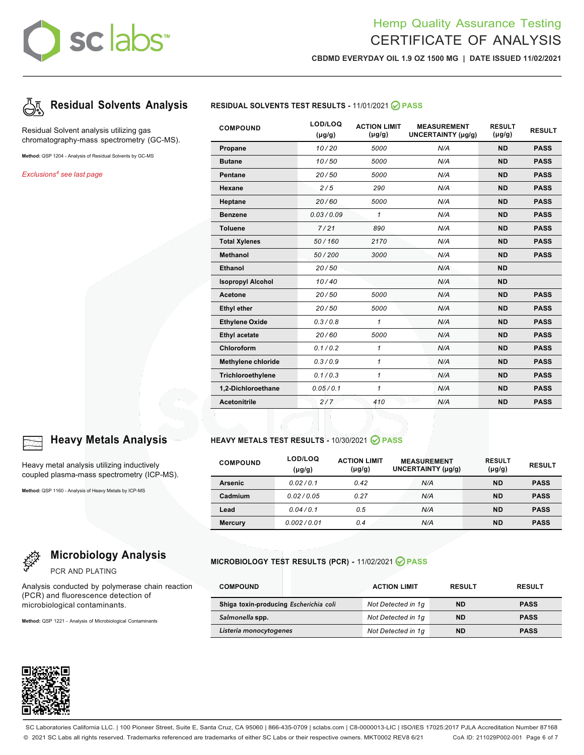# Hemp Quality Assurance Testing
# CERTIFICATE OF ANALYSIS

**CBDMD EVERYDAY OIL 1.9 OZ 1500 MG | DATE ISSUED 11/02/2021**

## Residual Solvents Analysis

Residual Solvent analysis utilizing gas chromatography-mass spectrometry (GC-MS).

**Method:** QSP 1204 - Analysis of Residual Solvents by GC-MS

*Exclusions[4] see last page*

**RESIDUAL SOLVENTS TEST RESULTS -** 11/01/2021 **PASS**

| COMPOUND | LOD/LOQ (µg/g) | ACTION LIMIT (µg/g) | MEASUREMENT UNCERTAINTY (µg/g) | RESULT (µg/g) | RESULT |
|---|---|---|---|---|---|
| **Propane** | *10 / 20* | *5000* | *N/A* | **ND** | **PASS** |
| **Butane** | *10 / 50* | *5000* | *N/A* | **ND** | **PASS** |
| **Pentane** | *20 / 50* | *5000* | *N/A* | **ND** | **PASS** |
| **Hexane** | *2 / 5* | *290* | *N/A* | **ND** | **PASS** |
| **Heptane** | *20 / 60* | *5000* | *N/A* | **ND** | **PASS** |
| **Benzene** | *0.03 / 0.09* | *1* | *N/A* | **ND** | **PASS** |
| **Toluene** | *7 / 21* | *890* | *N/A* | **ND** | **PASS** |
| **Total Xylenes** | *50 / 160* | *2170* | *N/A* | **ND** | **PASS** |
| **Methanol** | *50 / 200* | *3000* | *N/A* | **ND** | **PASS** |
| **Ethanol** | *20 / 50* | | *N/A* | **ND** | |
| **Isopropyl Alcohol** | *10 / 40* | | *N/A* | **ND** | |
| **Acetone** | *20 / 50* | *5000* | *N/A* | **ND** | **PASS** |
| **Ethyl ether** | *20 / 50* | *5000* | *N/A* | **ND** | **PASS** |
| **Ethylene Oxide** | *0.3 / 0.8* | *1* | *N/A* | **ND** | **PASS** |
| **Ethyl acetate** | *20 / 60* | *5000* | *N/A* | **ND** | **PASS** |
| **Chloroform** | *0.1 / 0.2* | *1* | *N/A* | **ND** | **PASS** |
| **Methylene chloride** | *0.3 / 0.9* | *1* | *N/A* | **ND** | **PASS** |
| **Trichloroethylene** | *0.1 / 0.3* | *1* | *N/A* | **ND** | **PASS** |
| **1,2-Dichloroethane** | *0.05 / 0.1* | *1* | *N/A* | **ND** | **PASS** |
| **Acetonitrile** | *2 / 7* | *410* | *N/A* | **ND** | **PASS** |

## Heavy Metals Analysis

Heavy metal analysis utilizing inductively coupled plasma-mass spectrometry (ICP-MS).

**Method:** QSP 1160 - Analysis of Heavy Metals by ICP-MS

**HEAVY METALS TEST RESULTS -** 10/30/2021 **PASS**

| COMPOUND | LOD/LOQ (µg/g) | ACTION LIMIT (µg/g) | MEASUREMENT UNCERTAINTY (µg/g) | RESULT (µg/g) | RESULT |
|---|---|---|---|---|---|
| **Arsenic** | *0.02 / 0.1* | *0.42* | *N/A* | **ND** | **PASS** |
| **Cadmium** | *0.02 / 0.05* | *0.27* | *N/A* | **ND** | **PASS** |
| **Lead** | *0.04 / 0.1* | *0.5* | *N/A* | **ND** | **PASS** |
| **Mercury** | *0.002 / 0.01* | *0.4* | *N/A* | **ND** | **PASS** |

## Microbiology Analysis

PCR AND PLATING

Analysis conducted by polymerase chain reaction (PCR) and fluorescence detection of microbiological contaminants.

**Method:** QSP 1221 - Analysis of Microbiological Contaminants

**MICROBIOLOGY TEST RESULTS (PCR) -** 11/02/2021 **PASS**

| COMPOUND | ACTION LIMIT | RESULT | RESULT |
|---|---|---|---|
| **Shiga toxin-producing *Escherichia coli*** | *Not Detected in 1g* | **ND** | **PASS** |
| ***Salmonella* spp.** | *Not Detected in 1g* | **ND** | **PASS** |
| ***Listeria monocytogenes*** | *Not Detected in 1g* | **ND** | **PASS** |

SC Laboratories California LLC. | 100 Pioneer Street, Suite E, Santa Cruz, CA 95060 | 866-435-0709 | sclabs.com | C8-0000013-LIC | ISO/IES 17025:2017 PJLA Accreditation Number 87168
© 2021 SC Labs all rights reserved. Trademarks referenced are trademarks of either SC Labs or their respective owners. MKT0002 REV8 6/21 CoA ID: 211029P002-001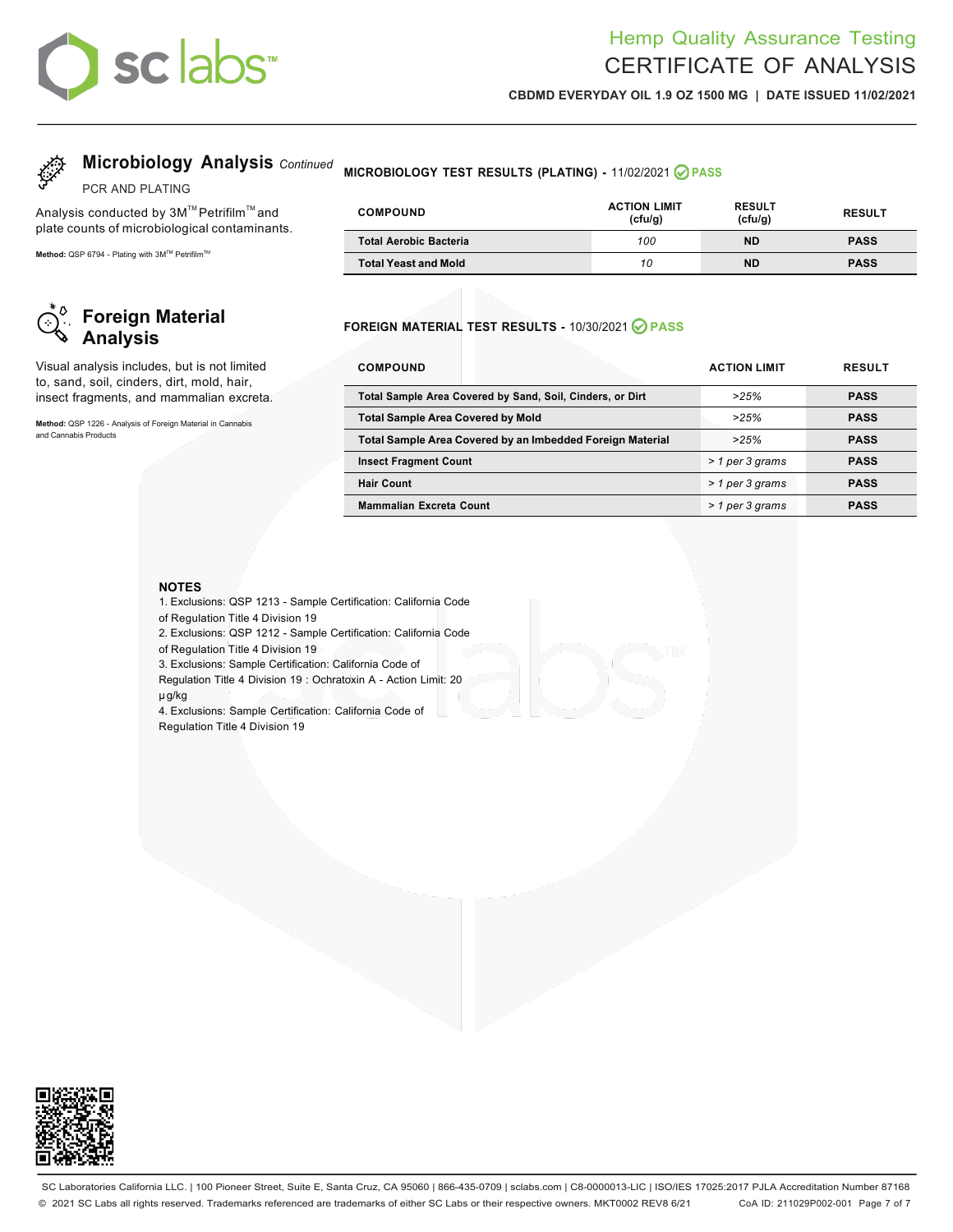## Microbiology Analysis *Continued*

PCR AND PLATING

Analysis conducted by 3M™ Petrifilm™ and plate counts of microbiological contaminants.

**Method:** QSP 6794 - Plating with 3M™ Petrifilm™

**MICROBIOLOGY TEST RESULTS (PLATING)** - 11/02/2021 **PASS**

| COMPOUND | ACTION LIMIT (cfu/g) | RESULT (cfu/g) | RESULT |
|---|---|---|---|
| Total Aerobic Bacteria | 100 | ND | PASS |
| Total Yeast and Mold | 10 | ND | PASS |

## Foreign Material Analysis

Visual analysis includes, but is not limited to, sand, soil, cinders, dirt, mold, hair, insect fragments, and mammalian excreta.

**Method:** QSP 1226 - Analysis of Foreign Material in Cannabis and Cannabis Products

**FOREIGN MATERIAL TEST RESULTS** - 10/30/2021 **PASS**

| COMPOUND | ACTION LIMIT | RESULT |
|---|---|---|
| Total Sample Area Covered by Sand, Soil, Cinders, or Dirt | >25% | PASS |
| Total Sample Area Covered by Mold | >25% | PASS |
| Total Sample Area Covered by an Imbedded Foreign Material | >25% | PASS |
| Insect Fragment Count | > 1 per 3 grams | PASS |
| Hair Count | > 1 per 3 grams | PASS |
| Mammalian Excreta Count | > 1 per 3 grams | PASS |

**NOTES**

1. Exclusions: QSP 1213 - Sample Certification: California Code of Regulation Title 4 Division 19
2. Exclusions: QSP 1212 - Sample Certification: California Code of Regulation Title 4 Division 19
3. Exclusions: Sample Certification: California Code of Regulation Title 4 Division 19 : Ochratoxin A - Action Limit: 20 µg/kg
4. Exclusions: Sample Certification: California Code of Regulation Title 4 Division 19